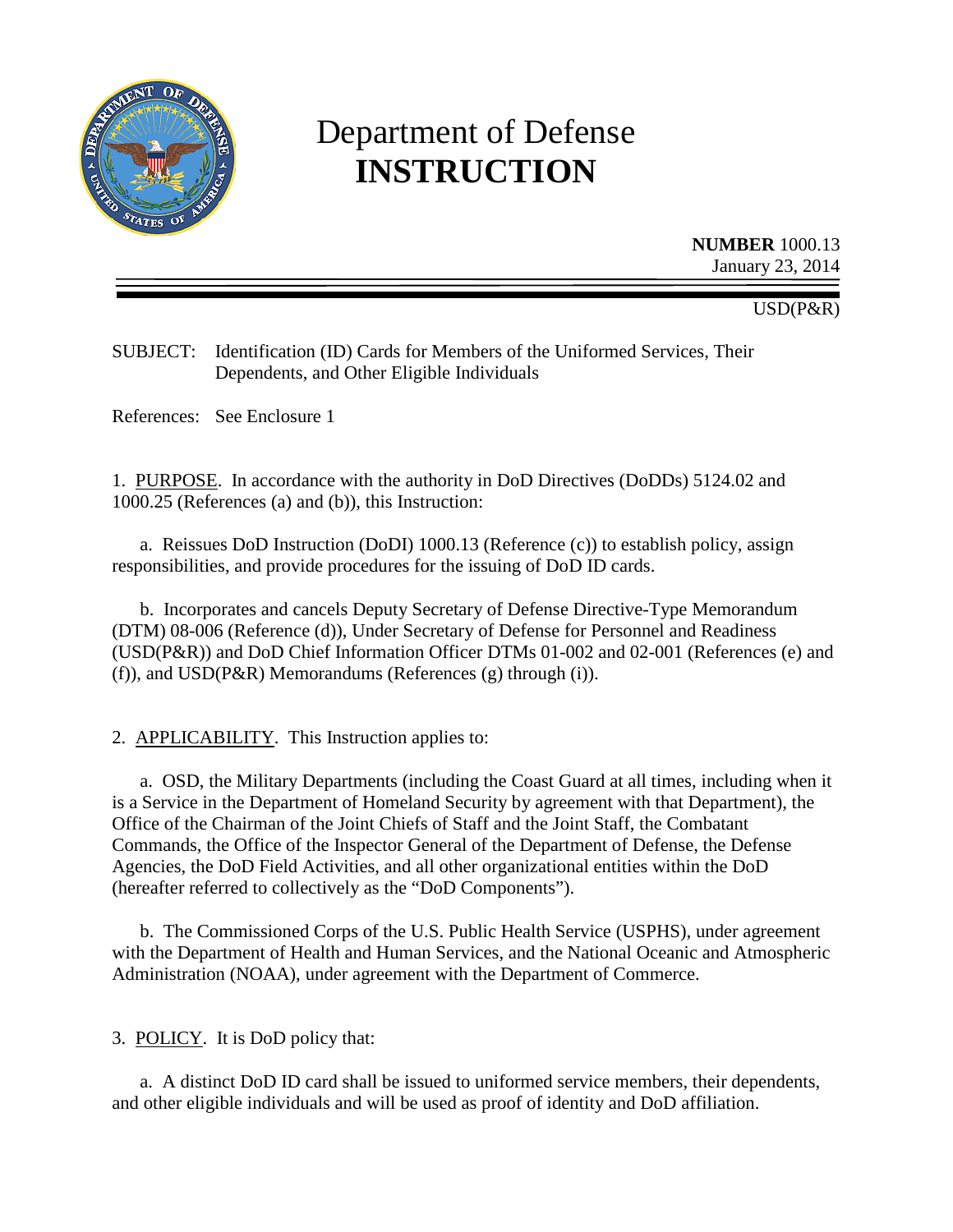# Department of Defense
# INSTRUCTION

**NUMBER** 1000.13
January 23, 2014

USD(P&R)

SUBJECT: Identification (ID) Cards for Members of the Uniformed Services, Their Dependents, and Other Eligible Individuals

References: See Enclosure 1

1. PURPOSE. In accordance with the authority in DoD Directives (DoDDs) 5124.02 and 1000.25 (References (a) and (b)), this Instruction:

   a. Reissues DoD Instruction (DoDI) 1000.13 (Reference (c)) to establish policy, assign responsibilities, and provide procedures for the issuing of DoD ID cards.

   b. Incorporates and cancels Deputy Secretary of Defense Directive-Type Memorandum (DTM) 08-006 (Reference (d)), Under Secretary of Defense for Personnel and Readiness (USD(P&R)) and DoD Chief Information Officer DTMs 01-002 and 02-001 (References (e) and (f)), and USD(P&R) Memorandums (References (g) through (i)).

2. APPLICABILITY. This Instruction applies to:

   a. OSD, the Military Departments (including the Coast Guard at all times, including when it is a Service in the Department of Homeland Security by agreement with that Department), the Office of the Chairman of the Joint Chiefs of Staff and the Joint Staff, the Combatant Commands, the Office of the Inspector General of the Department of Defense, the Defense Agencies, the DoD Field Activities, and all other organizational entities within the DoD (hereafter referred to collectively as the "DoD Components").

   b. The Commissioned Corps of the U.S. Public Health Service (USPHS), under agreement with the Department of Health and Human Services, and the National Oceanic and Atmospheric Administration (NOAA), under agreement with the Department of Commerce.

3. POLICY. It is DoD policy that:

   a. A distinct DoD ID card shall be issued to uniformed service members, their dependents, and other eligible individuals and will be used as proof of identity and DoD affiliation.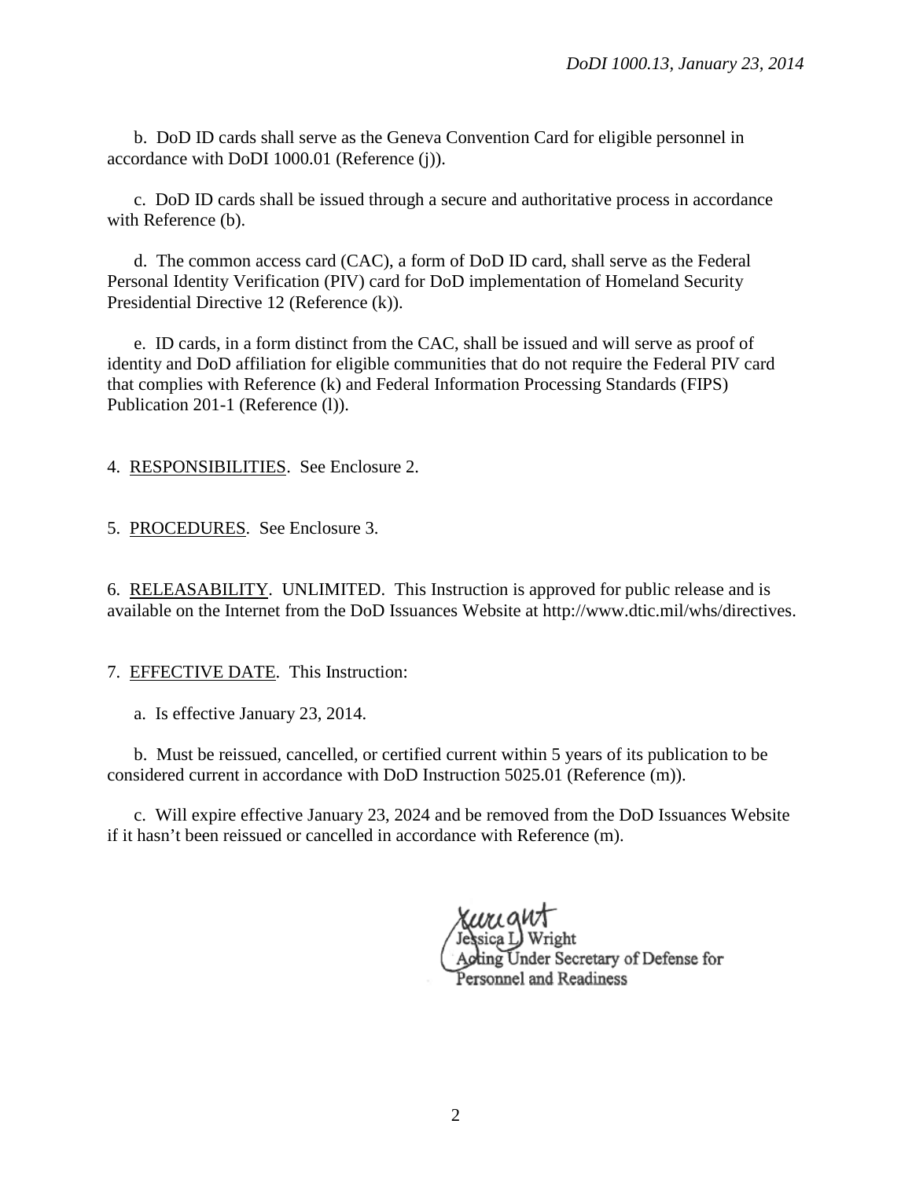b. DoD ID cards shall serve as the Geneva Convention Card for eligible personnel in accordance with DoDI 1000.01 (Reference (j)).

c. DoD ID cards shall be issued through a secure and authoritative process in accordance with Reference (b).

d. The common access card (CAC), a form of DoD ID card, shall serve as the Federal Personal Identity Verification (PIV) card for DoD implementation of Homeland Security Presidential Directive 12 (Reference (k)).

e. ID cards, in a form distinct from the CAC, shall be issued and will serve as proof of identity and DoD affiliation for eligible communities that do not require the Federal PIV card that complies with Reference (k) and Federal Information Processing Standards (FIPS) Publication 201-1 (Reference (l)).

4. RESPONSIBILITIES. See Enclosure 2.

5. PROCEDURES. See Enclosure 3.

6. RELEASABILITY. UNLIMITED. This Instruction is approved for public release and is available on the Internet from the DoD Issuances Website at http://www.dtic.mil/whs/directives.

7. EFFECTIVE DATE. This Instruction:

a. Is effective January 23, 2014.

b. Must be reissued, cancelled, or certified current within 5 years of its publication to be considered current in accordance with DoD Instruction 5025.01 (Reference (m)).

c. Will expire effective January 23, 2024 and be removed from the DoD Issuances Website if it hasn't been reissued or cancelled in accordance with Reference (m).

Jessica L. Wright
Acting Under Secretary of Defense for
Personnel and Readiness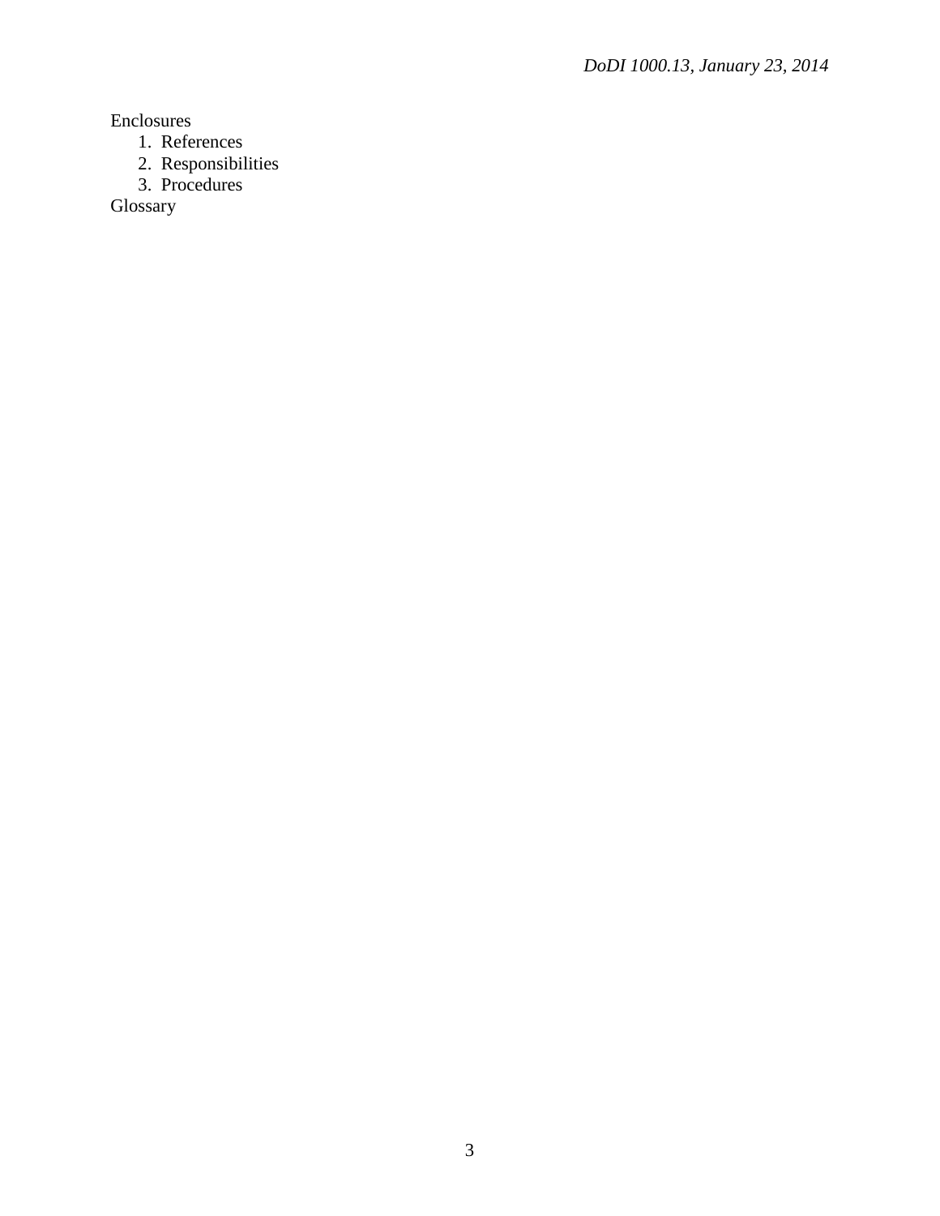Enclosures

1. References
2. Responsibilities
3. Procedures

Glossary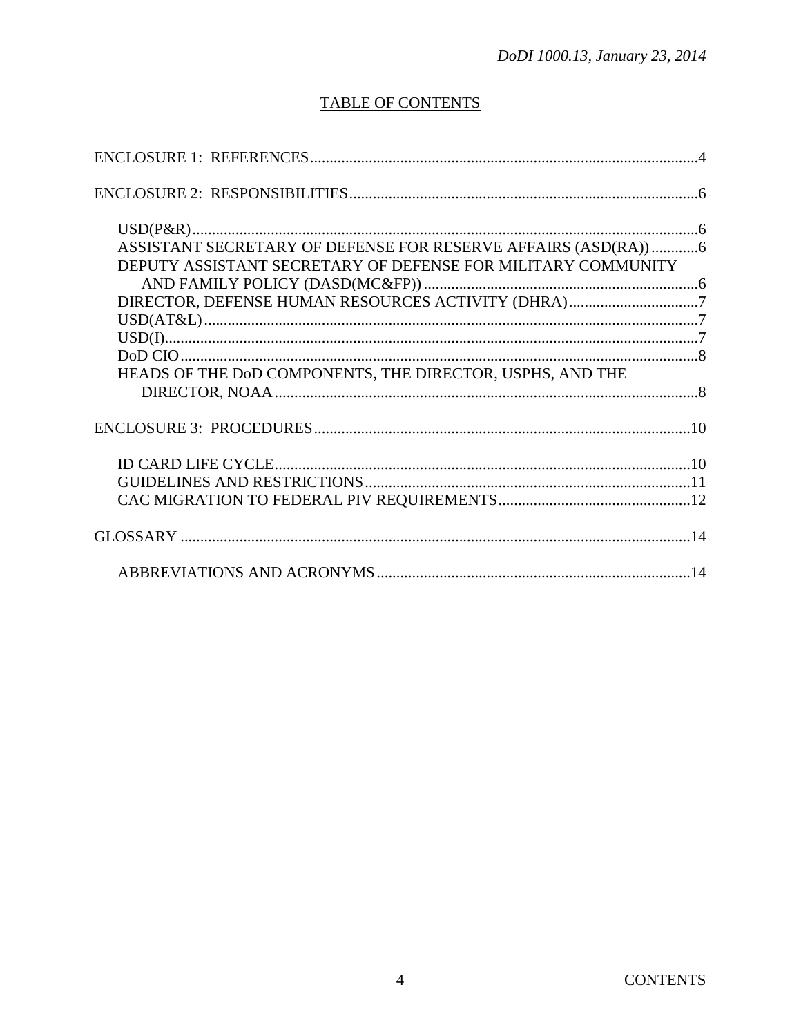## TABLE OF CONTENTS

ENCLOSURE 1: REFERENCES ....................................................................................................4

ENCLOSURE 2: RESPONSIBILITIES ........................................................................................6

- USD(P&R) ..................................................................................................................................6
- ASSISTANT SECRETARY OF DEFENSE FOR RESERVE AFFAIRS (ASD(RA)) ............6
- DEPUTY ASSISTANT SECRETARY OF DEFENSE FOR MILITARY COMMUNITY AND FAMILY POLICY (DASD(MC&FP)) ......................................................................6
- DIRECTOR, DEFENSE HUMAN RESOURCES ACTIVITY (DHRA) .................................7
- USD(AT&L) ...............................................................................................................................7
- USD(I) ........................................................................................................................................7
- DoD CIO ....................................................................................................................................8
- HEADS OF THE DoD COMPONENTS, THE DIRECTOR, USPHS, AND THE DIRECTOR, NOAA ..............................................................................................................8

ENCLOSURE 3: PROCEDURES ..............................................................................................10

- ID CARD LIFE CYCLE ...........................................................................................................10
- GUIDELINES AND RESTRICTIONS ....................................................................................11
- CAC MIGRATION TO FEDERAL PIV REQUIREMENTS .................................................12

GLOSSARY ..................................................................................................................................14

- ABBREVIATIONS AND ACRONYMS ................................................................................14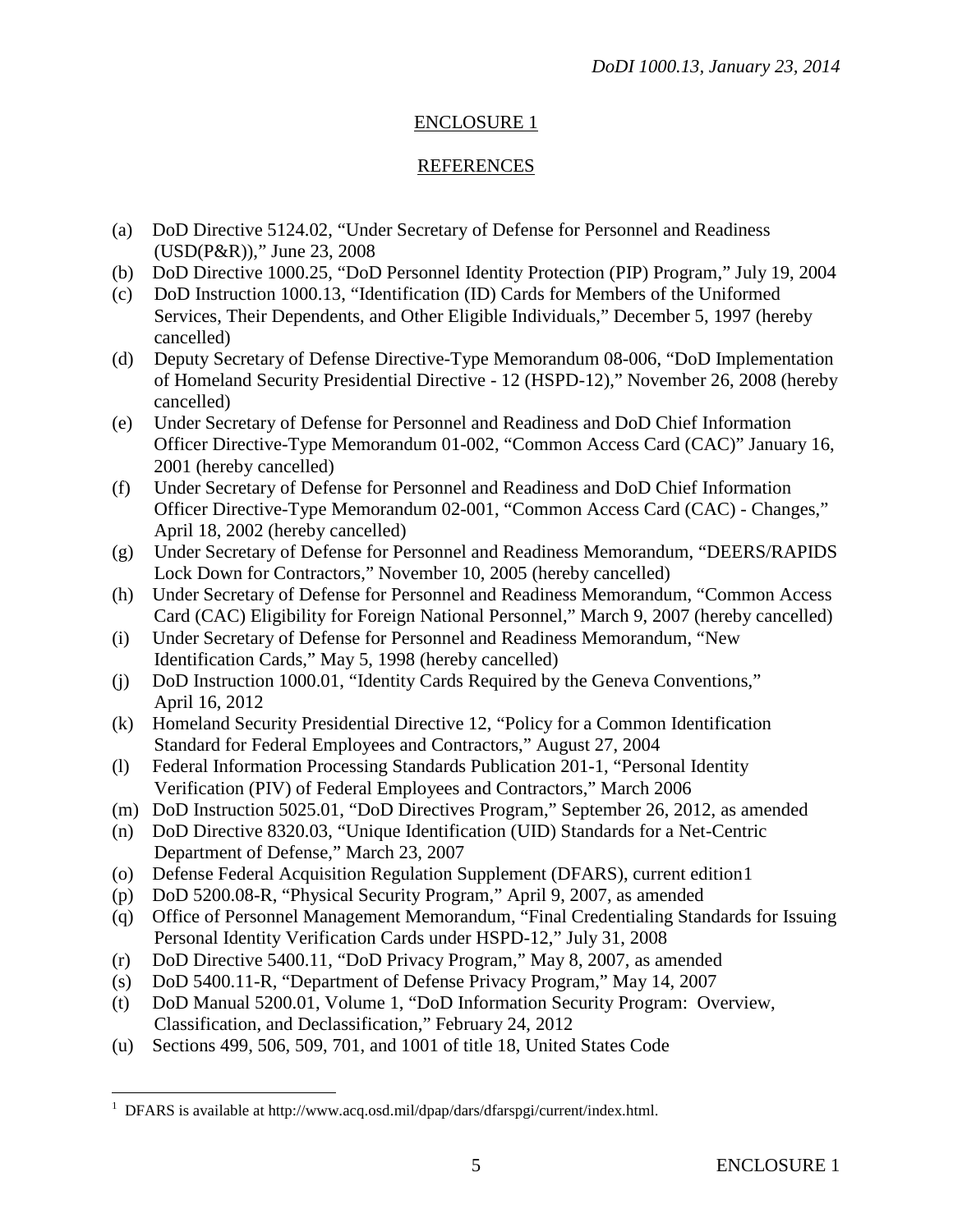## ENCLOSURE 1

## REFERENCES

(a) DoD Directive 5124.02, "Under Secretary of Defense for Personnel and Readiness (USD(P&R))," June 23, 2008
(b) DoD Directive 1000.25, "DoD Personnel Identity Protection (PIP) Program," July 19, 2004
(c) DoD Instruction 1000.13, "Identification (ID) Cards for Members of the Uniformed Services, Their Dependents, and Other Eligible Individuals," December 5, 1997 (hereby cancelled)
(d) Deputy Secretary of Defense Directive-Type Memorandum 08-006, "DoD Implementation of Homeland Security Presidential Directive - 12 (HSPD-12)," November 26, 2008 (hereby cancelled)
(e) Under Secretary of Defense for Personnel and Readiness and DoD Chief Information Officer Directive-Type Memorandum 01-002, "Common Access Card (CAC)" January 16, 2001 (hereby cancelled)
(f) Under Secretary of Defense for Personnel and Readiness and DoD Chief Information Officer Directive-Type Memorandum 02-001, "Common Access Card (CAC) - Changes," April 18, 2002 (hereby cancelled)
(g) Under Secretary of Defense for Personnel and Readiness Memorandum, "DEERS/RAPIDS Lock Down for Contractors," November 10, 2005 (hereby cancelled)
(h) Under Secretary of Defense for Personnel and Readiness Memorandum, "Common Access Card (CAC) Eligibility for Foreign National Personnel," March 9, 2007 (hereby cancelled)
(i) Under Secretary of Defense for Personnel and Readiness Memorandum, "New Identification Cards," May 5, 1998 (hereby cancelled)
(j) DoD Instruction 1000.01, "Identity Cards Required by the Geneva Conventions," April 16, 2012
(k) Homeland Security Presidential Directive 12, "Policy for a Common Identification Standard for Federal Employees and Contractors," August 27, 2004
(l) Federal Information Processing Standards Publication 201-1, "Personal Identity Verification (PIV) of Federal Employees and Contractors," March 2006
(m) DoD Instruction 5025.01, "DoD Directives Program," September 26, 2012, as amended
(n) DoD Directive 8320.03, "Unique Identification (UID) Standards for a Net-Centric Department of Defense," March 23, 2007
(o) Defense Federal Acquisition Regulation Supplement (DFARS), current edition[1]
(p) DoD 5200.08-R, "Physical Security Program," April 9, 2007, as amended
(q) Office of Personnel Management Memorandum, "Final Credentialing Standards for Issuing Personal Identity Verification Cards under HSPD-12," July 31, 2008
(r) DoD Directive 5400.11, "DoD Privacy Program," May 8, 2007, as amended
(s) DoD 5400.11-R, "Department of Defense Privacy Program," May 14, 2007
(t) DoD Manual 5200.01, Volume 1, "DoD Information Security Program: Overview, Classification, and Declassification," February 24, 2012
(u) Sections 499, 506, 509, 701, and 1001 of title 18, United States Code

[1] DFARS is available at http://www.acq.osd.mil/dpap/dars/dfarspgi/current/index.html.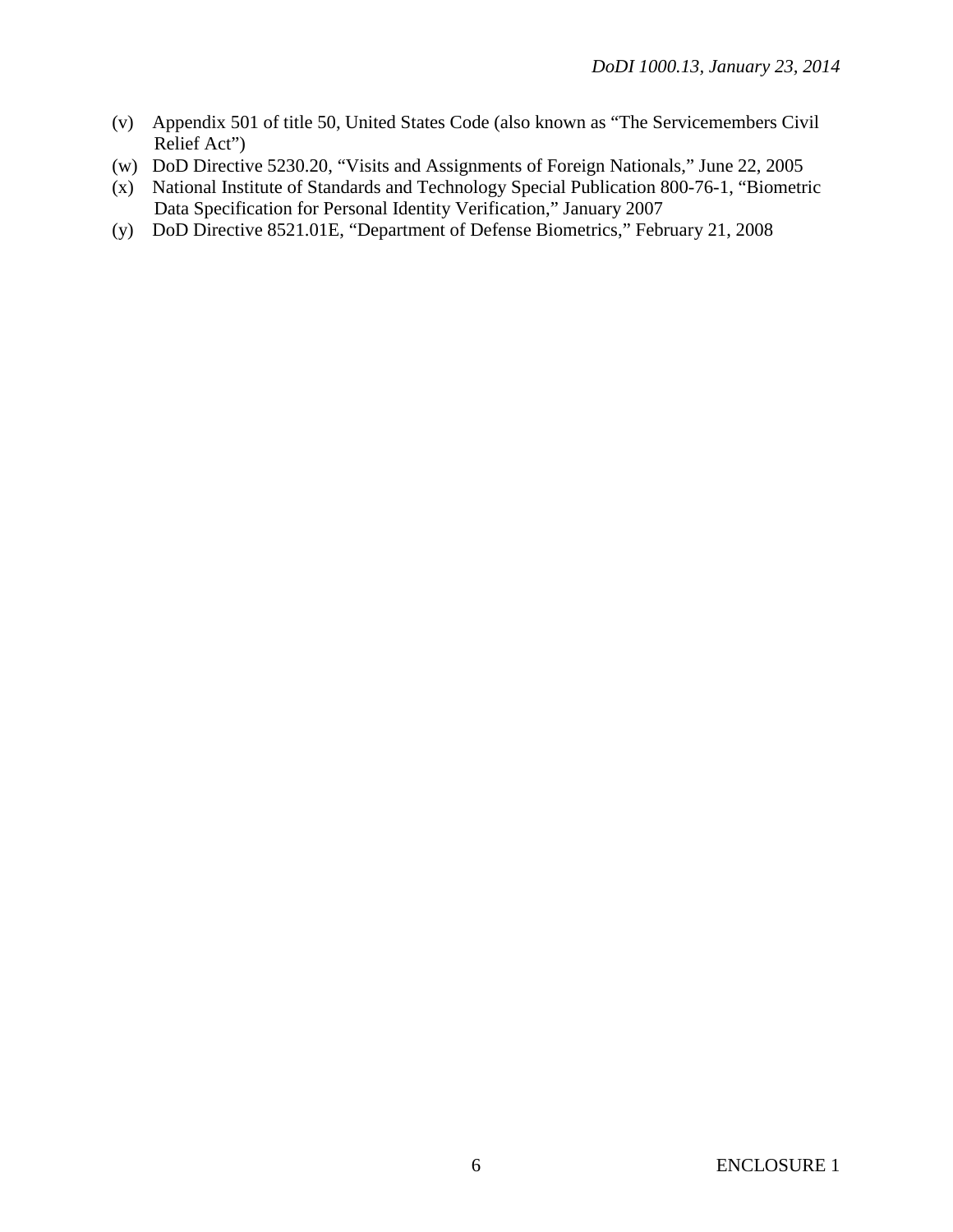(v) Appendix 501 of title 50, United States Code (also known as "The Servicemembers Civil Relief Act")

(w) DoD Directive 5230.20, "Visits and Assignments of Foreign Nationals," June 22, 2005

(x) National Institute of Standards and Technology Special Publication 800-76-1, "Biometric Data Specification for Personal Identity Verification," January 2007

(y) DoD Directive 8521.01E, "Department of Defense Biometrics," February 21, 2008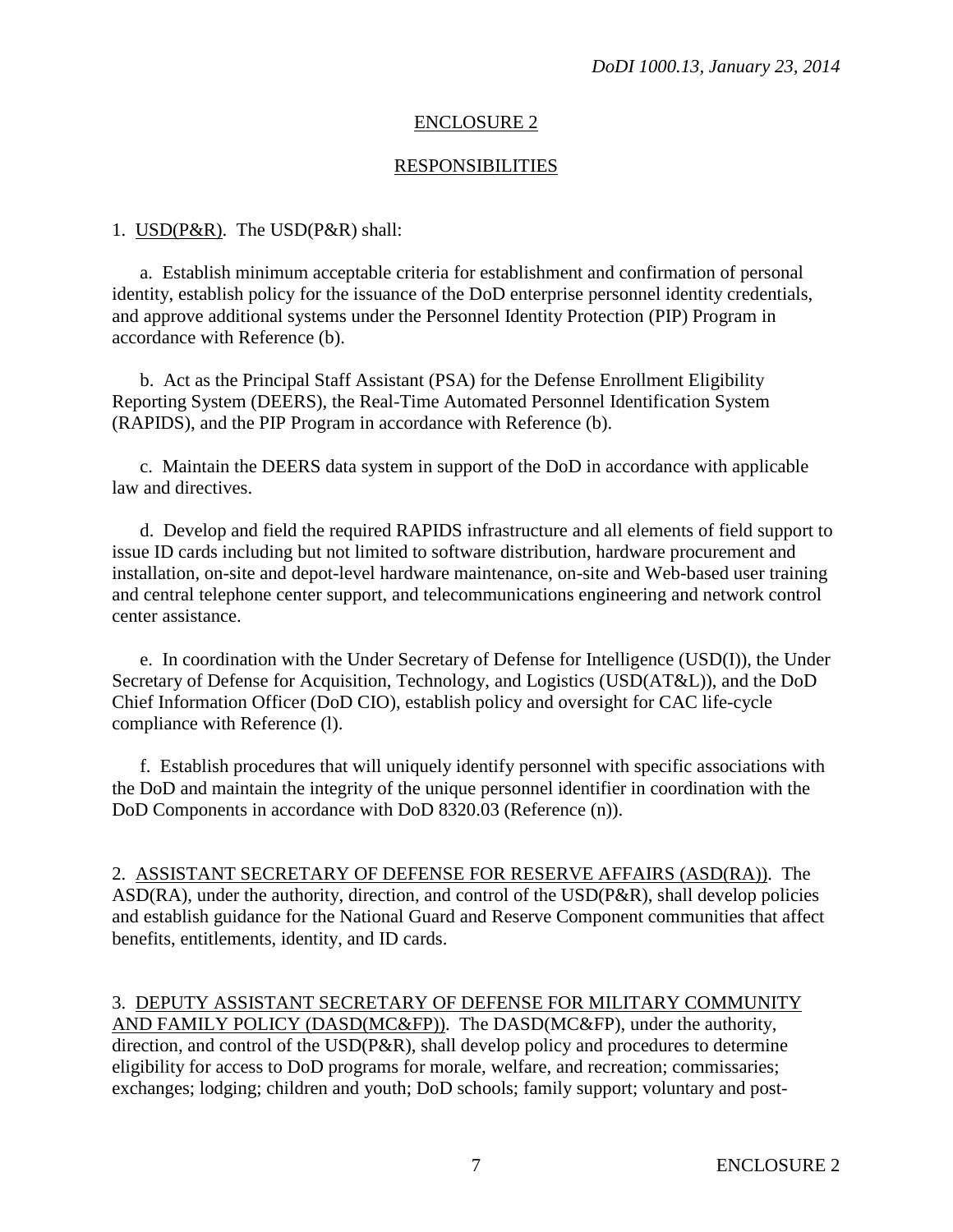## ENCLOSURE 2

## RESPONSIBILITIES

1. USD(P&R). The USD(P&R) shall:

a. Establish minimum acceptable criteria for establishment and confirmation of personal identity, establish policy for the issuance of the DoD enterprise personnel identity credentials, and approve additional systems under the Personnel Identity Protection (PIP) Program in accordance with Reference (b).

b. Act as the Principal Staff Assistant (PSA) for the Defense Enrollment Eligibility Reporting System (DEERS), the Real-Time Automated Personnel Identification System (RAPIDS), and the PIP Program in accordance with Reference (b).

c. Maintain the DEERS data system in support of the DoD in accordance with applicable law and directives.

d. Develop and field the required RAPIDS infrastructure and all elements of field support to issue ID cards including but not limited to software distribution, hardware procurement and installation, on-site and depot-level hardware maintenance, on-site and Web-based user training and central telephone center support, and telecommunications engineering and network control center assistance.

e. In coordination with the Under Secretary of Defense for Intelligence (USD(I)), the Under Secretary of Defense for Acquisition, Technology, and Logistics (USD(AT&L)), and the DoD Chief Information Officer (DoD CIO), establish policy and oversight for CAC life-cycle compliance with Reference (l).

f. Establish procedures that will uniquely identify personnel with specific associations with the DoD and maintain the integrity of the unique personnel identifier in coordination with the DoD Components in accordance with DoD 8320.03 (Reference (n)).

2. ASSISTANT SECRETARY OF DEFENSE FOR RESERVE AFFAIRS (ASD(RA)). The ASD(RA), under the authority, direction, and control of the USD(P&R), shall develop policies and establish guidance for the National Guard and Reserve Component communities that affect benefits, entitlements, identity, and ID cards.

3. DEPUTY ASSISTANT SECRETARY OF DEFENSE FOR MILITARY COMMUNITY AND FAMILY POLICY (DASD(MC&FP)). The DASD(MC&FP), under the authority, direction, and control of the USD(P&R), shall develop policy and procedures to determine eligibility for access to DoD programs for morale, welfare, and recreation; commissaries; exchanges; lodging; children and youth; DoD schools; family support; voluntary and post-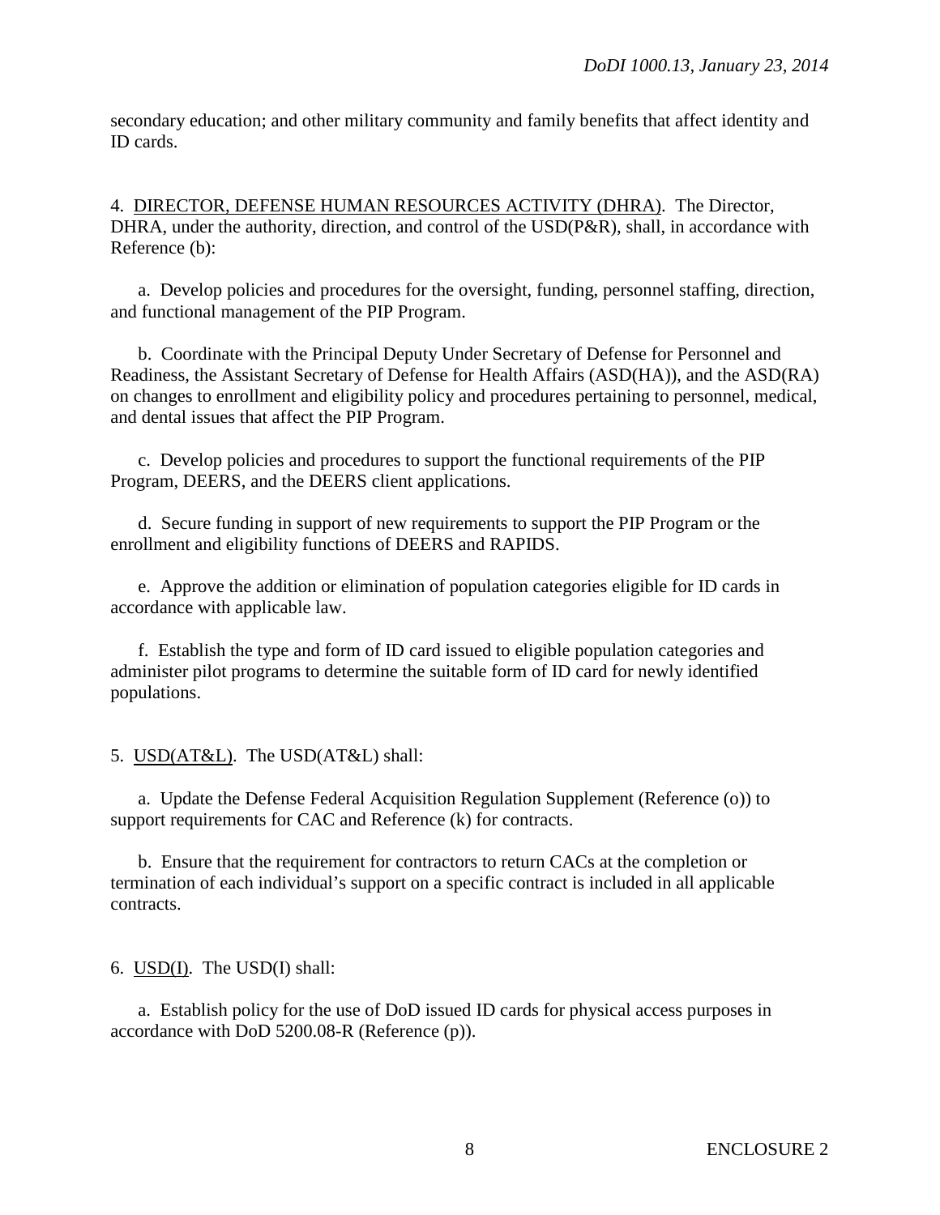secondary education; and other military community and family benefits that affect identity and ID cards.

4. DIRECTOR, DEFENSE HUMAN RESOURCES ACTIVITY (DHRA). The Director, DHRA, under the authority, direction, and control of the USD(P&R), shall, in accordance with Reference (b):

a. Develop policies and procedures for the oversight, funding, personnel staffing, direction, and functional management of the PIP Program.

b. Coordinate with the Principal Deputy Under Secretary of Defense for Personnel and Readiness, the Assistant Secretary of Defense for Health Affairs (ASD(HA)), and the ASD(RA) on changes to enrollment and eligibility policy and procedures pertaining to personnel, medical, and dental issues that affect the PIP Program.

c. Develop policies and procedures to support the functional requirements of the PIP Program, DEERS, and the DEERS client applications.

d. Secure funding in support of new requirements to support the PIP Program or the enrollment and eligibility functions of DEERS and RAPIDS.

e. Approve the addition or elimination of population categories eligible for ID cards in accordance with applicable law.

f. Establish the type and form of ID card issued to eligible population categories and administer pilot programs to determine the suitable form of ID card for newly identified populations.

5. USD(AT&L). The USD(AT&L) shall:

a. Update the Defense Federal Acquisition Regulation Supplement (Reference (o)) to support requirements for CAC and Reference (k) for contracts.

b. Ensure that the requirement for contractors to return CACs at the completion or termination of each individual's support on a specific contract is included in all applicable contracts.

6. USD(I). The USD(I) shall:

a. Establish policy for the use of DoD issued ID cards for physical access purposes in accordance with DoD 5200.08-R (Reference (p)).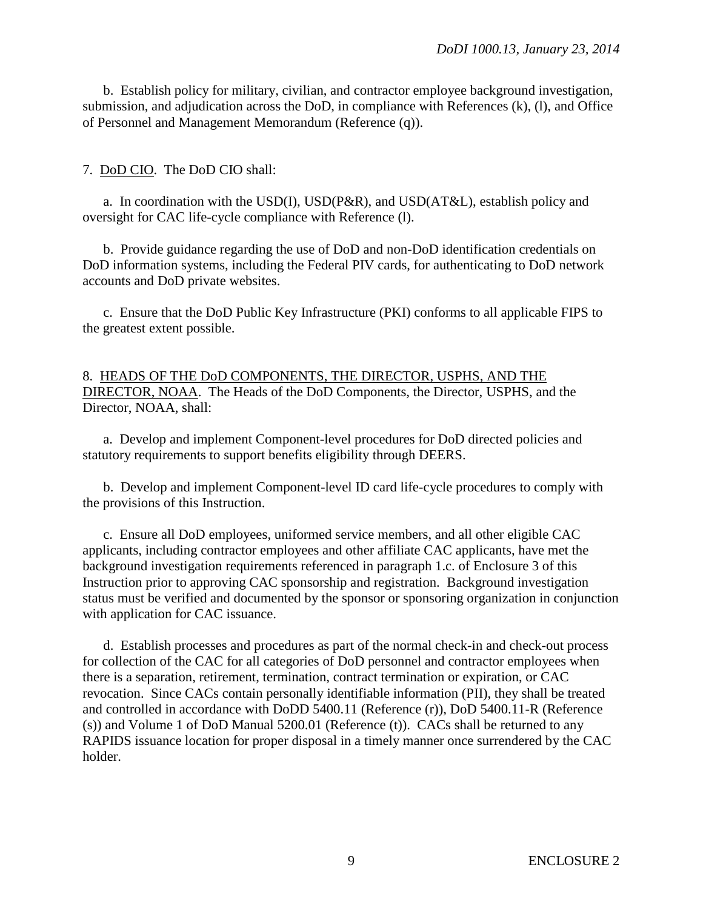b. Establish policy for military, civilian, and contractor employee background investigation, submission, and adjudication across the DoD, in compliance with References (k), (l), and Office of Personnel and Management Memorandum (Reference (q)).

7. DoD CIO. The DoD CIO shall:

a. In coordination with the USD(I), USD(P&R), and USD(AT&L), establish policy and oversight for CAC life-cycle compliance with Reference (l).

b. Provide guidance regarding the use of DoD and non-DoD identification credentials on DoD information systems, including the Federal PIV cards, for authenticating to DoD network accounts and DoD private websites.

c. Ensure that the DoD Public Key Infrastructure (PKI) conforms to all applicable FIPS to the greatest extent possible.

8. HEADS OF THE DoD COMPONENTS, THE DIRECTOR, USPHS, AND THE DIRECTOR, NOAA. The Heads of the DoD Components, the Director, USPHS, and the Director, NOAA, shall:

a. Develop and implement Component-level procedures for DoD directed policies and statutory requirements to support benefits eligibility through DEERS.

b. Develop and implement Component-level ID card life-cycle procedures to comply with the provisions of this Instruction.

c. Ensure all DoD employees, uniformed service members, and all other eligible CAC applicants, including contractor employees and other affiliate CAC applicants, have met the background investigation requirements referenced in paragraph 1.c. of Enclosure 3 of this Instruction prior to approving CAC sponsorship and registration. Background investigation status must be verified and documented by the sponsor or sponsoring organization in conjunction with application for CAC issuance.

d. Establish processes and procedures as part of the normal check-in and check-out process for collection of the CAC for all categories of DoD personnel and contractor employees when there is a separation, retirement, termination, contract termination or expiration, or CAC revocation. Since CACs contain personally identifiable information (PII), they shall be treated and controlled in accordance with DoDD 5400.11 (Reference (r)), DoD 5400.11-R (Reference (s)) and Volume 1 of DoD Manual 5200.01 (Reference (t)). CACs shall be returned to any RAPIDS issuance location for proper disposal in a timely manner once surrendered by the CAC holder.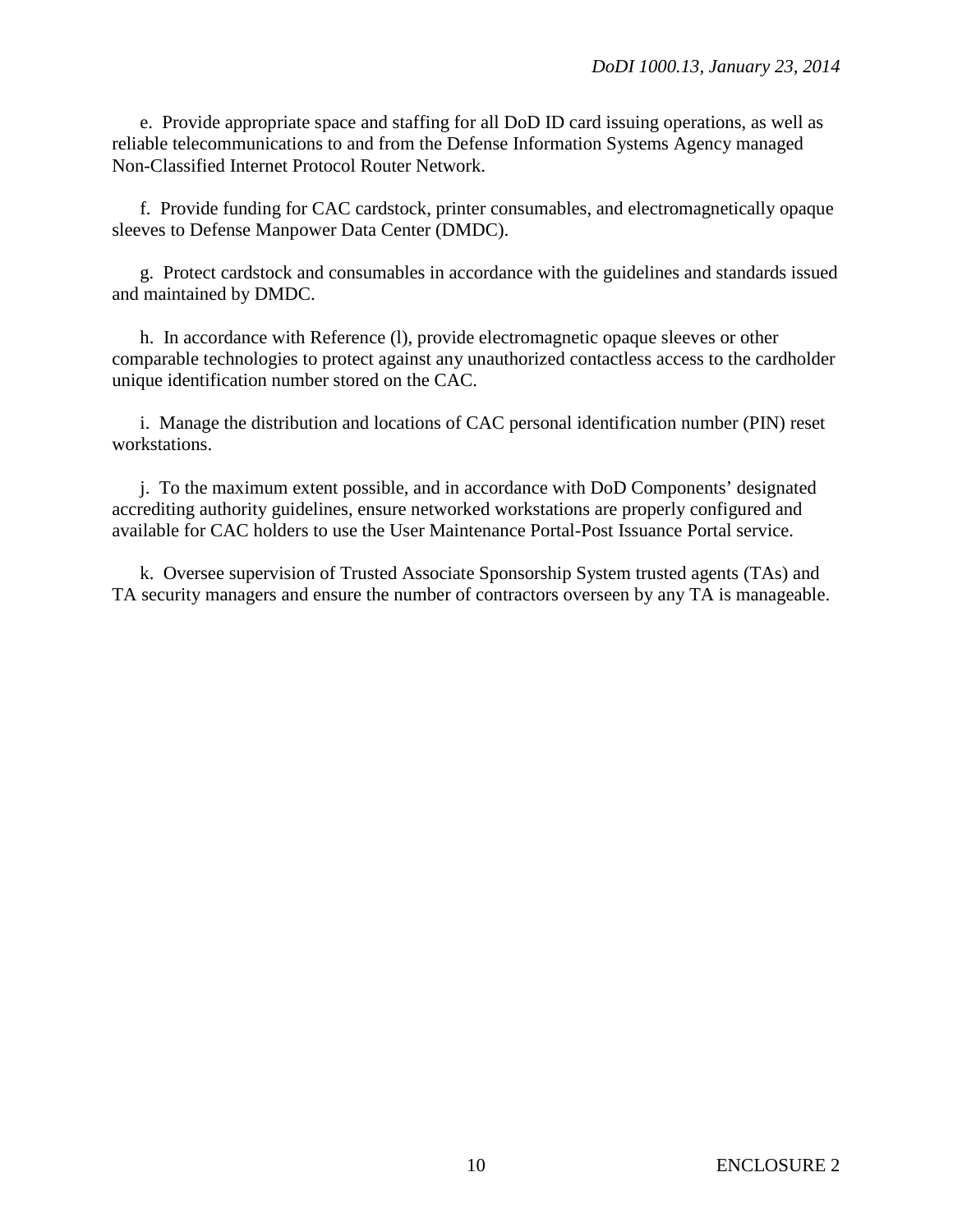e. Provide appropriate space and staffing for all DoD ID card issuing operations, as well as reliable telecommunications to and from the Defense Information Systems Agency managed Non-Classified Internet Protocol Router Network.

f. Provide funding for CAC cardstock, printer consumables, and electromagnetically opaque sleeves to Defense Manpower Data Center (DMDC).

g. Protect cardstock and consumables in accordance with the guidelines and standards issued and maintained by DMDC.

h. In accordance with Reference (l), provide electromagnetic opaque sleeves or other comparable technologies to protect against any unauthorized contactless access to the cardholder unique identification number stored on the CAC.

i. Manage the distribution and locations of CAC personal identification number (PIN) reset workstations.

j. To the maximum extent possible, and in accordance with DoD Components' designated accrediting authority guidelines, ensure networked workstations are properly configured and available for CAC holders to use the User Maintenance Portal-Post Issuance Portal service.

k. Oversee supervision of Trusted Associate Sponsorship System trusted agents (TAs) and TA security managers and ensure the number of contractors overseen by any TA is manageable.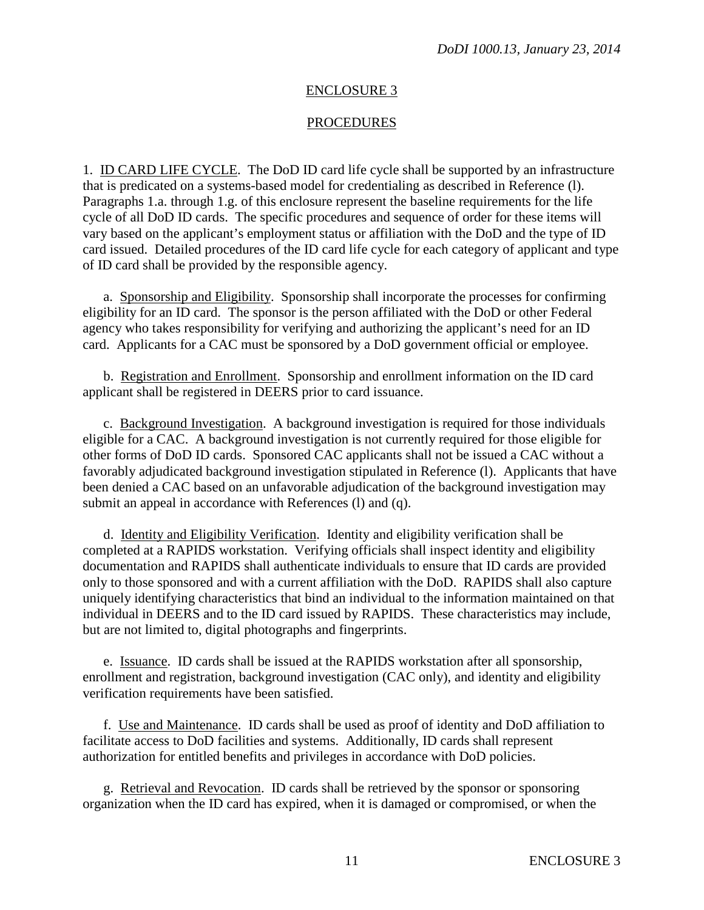## ENCLOSURE 3

## PROCEDURES

1. ID CARD LIFE CYCLE. The DoD ID card life cycle shall be supported by an infrastructure that is predicated on a systems-based model for credentialing as described in Reference (l). Paragraphs 1.a. through 1.g. of this enclosure represent the baseline requirements for the life cycle of all DoD ID cards. The specific procedures and sequence of order for these items will vary based on the applicant's employment status or affiliation with the DoD and the type of ID card issued. Detailed procedures of the ID card life cycle for each category of applicant and type of ID card shall be provided by the responsible agency.

a. Sponsorship and Eligibility. Sponsorship shall incorporate the processes for confirming eligibility for an ID card. The sponsor is the person affiliated with the DoD or other Federal agency who takes responsibility for verifying and authorizing the applicant's need for an ID card. Applicants for a CAC must be sponsored by a DoD government official or employee.

b. Registration and Enrollment. Sponsorship and enrollment information on the ID card applicant shall be registered in DEERS prior to card issuance.

c. Background Investigation. A background investigation is required for those individuals eligible for a CAC. A background investigation is not currently required for those eligible for other forms of DoD ID cards. Sponsored CAC applicants shall not be issued a CAC without a favorably adjudicated background investigation stipulated in Reference (l). Applicants that have been denied a CAC based on an unfavorable adjudication of the background investigation may submit an appeal in accordance with References (l) and (q).

d. Identity and Eligibility Verification. Identity and eligibility verification shall be completed at a RAPIDS workstation. Verifying officials shall inspect identity and eligibility documentation and RAPIDS shall authenticate individuals to ensure that ID cards are provided only to those sponsored and with a current affiliation with the DoD. RAPIDS shall also capture uniquely identifying characteristics that bind an individual to the information maintained on that individual in DEERS and to the ID card issued by RAPIDS. These characteristics may include, but are not limited to, digital photographs and fingerprints.

e. Issuance. ID cards shall be issued at the RAPIDS workstation after all sponsorship, enrollment and registration, background investigation (CAC only), and identity and eligibility verification requirements have been satisfied.

f. Use and Maintenance. ID cards shall be used as proof of identity and DoD affiliation to facilitate access to DoD facilities and systems. Additionally, ID cards shall represent authorization for entitled benefits and privileges in accordance with DoD policies.

g. Retrieval and Revocation. ID cards shall be retrieved by the sponsor or sponsoring organization when the ID card has expired, when it is damaged or compromised, or when the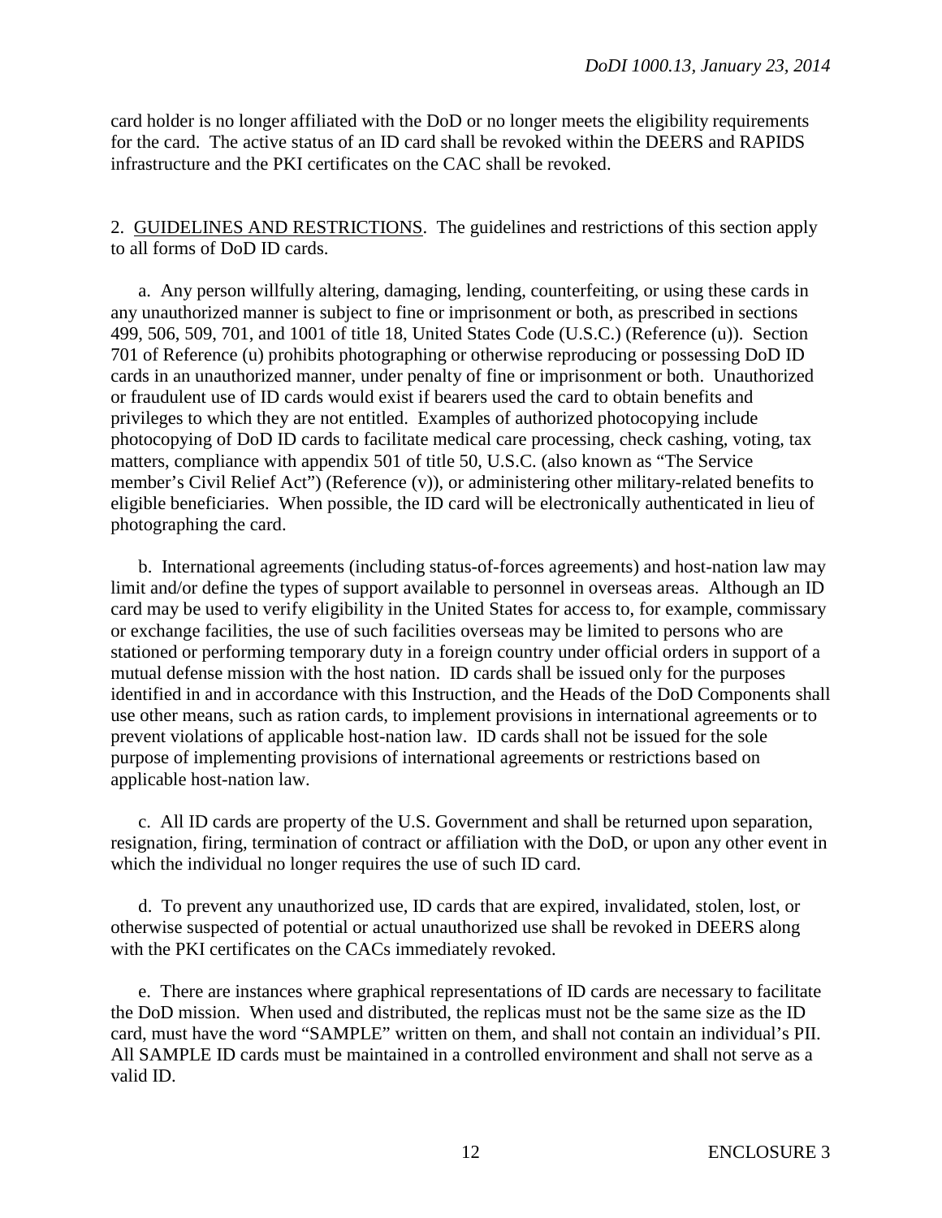card holder is no longer affiliated with the DoD or no longer meets the eligibility requirements for the card. The active status of an ID card shall be revoked within the DEERS and RAPIDS infrastructure and the PKI certificates on the CAC shall be revoked.

2. GUIDELINES AND RESTRICTIONS. The guidelines and restrictions of this section apply to all forms of DoD ID cards.

a. Any person willfully altering, damaging, lending, counterfeiting, or using these cards in any unauthorized manner is subject to fine or imprisonment or both, as prescribed in sections 499, 506, 509, 701, and 1001 of title 18, United States Code (U.S.C.) (Reference (u)). Section 701 of Reference (u) prohibits photographing or otherwise reproducing or possessing DoD ID cards in an unauthorized manner, under penalty of fine or imprisonment or both. Unauthorized or fraudulent use of ID cards would exist if bearers used the card to obtain benefits and privileges to which they are not entitled. Examples of authorized photocopying include photocopying of DoD ID cards to facilitate medical care processing, check cashing, voting, tax matters, compliance with appendix 501 of title 50, U.S.C. (also known as "The Service member's Civil Relief Act") (Reference (v)), or administering other military-related benefits to eligible beneficiaries. When possible, the ID card will be electronically authenticated in lieu of photographing the card.

b. International agreements (including status-of-forces agreements) and host-nation law may limit and/or define the types of support available to personnel in overseas areas. Although an ID card may be used to verify eligibility in the United States for access to, for example, commissary or exchange facilities, the use of such facilities overseas may be limited to persons who are stationed or performing temporary duty in a foreign country under official orders in support of a mutual defense mission with the host nation. ID cards shall be issued only for the purposes identified in and in accordance with this Instruction, and the Heads of the DoD Components shall use other means, such as ration cards, to implement provisions in international agreements or to prevent violations of applicable host-nation law. ID cards shall not be issued for the sole purpose of implementing provisions of international agreements or restrictions based on applicable host-nation law.

c. All ID cards are property of the U.S. Government and shall be returned upon separation, resignation, firing, termination of contract or affiliation with the DoD, or upon any other event in which the individual no longer requires the use of such ID card.

d. To prevent any unauthorized use, ID cards that are expired, invalidated, stolen, lost, or otherwise suspected of potential or actual unauthorized use shall be revoked in DEERS along with the PKI certificates on the CACs immediately revoked.

e. There are instances where graphical representations of ID cards are necessary to facilitate the DoD mission. When used and distributed, the replicas must not be the same size as the ID card, must have the word "SAMPLE" written on them, and shall not contain an individual's PII. All SAMPLE ID cards must be maintained in a controlled environment and shall not serve as a valid ID.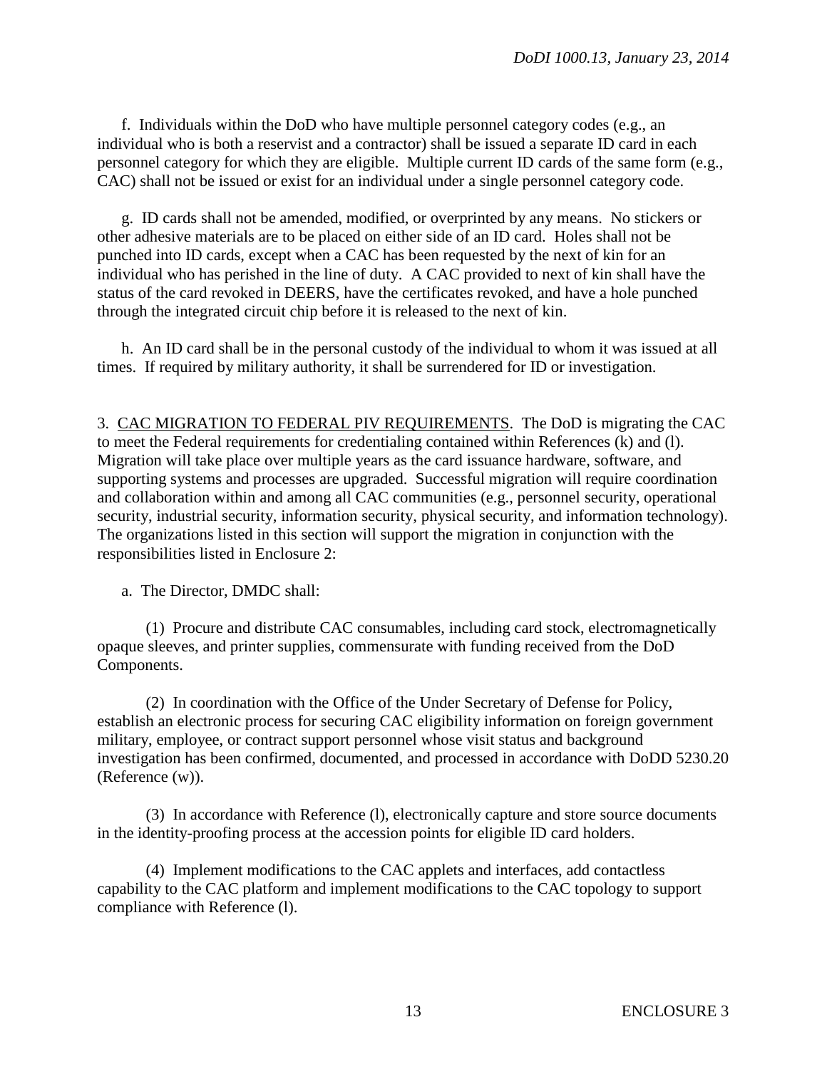f. Individuals within the DoD who have multiple personnel category codes (e.g., an individual who is both a reservist and a contractor) shall be issued a separate ID card in each personnel category for which they are eligible. Multiple current ID cards of the same form (e.g., CAC) shall not be issued or exist for an individual under a single personnel category code.

g. ID cards shall not be amended, modified, or overprinted by any means. No stickers or other adhesive materials are to be placed on either side of an ID card. Holes shall not be punched into ID cards, except when a CAC has been requested by the next of kin for an individual who has perished in the line of duty. A CAC provided to next of kin shall have the status of the card revoked in DEERS, have the certificates revoked, and have a hole punched through the integrated circuit chip before it is released to the next of kin.

h. An ID card shall be in the personal custody of the individual to whom it was issued at all times. If required by military authority, it shall be surrendered for ID or investigation.

3. CAC MIGRATION TO FEDERAL PIV REQUIREMENTS. The DoD is migrating the CAC to meet the Federal requirements for credentialing contained within References (k) and (l). Migration will take place over multiple years as the card issuance hardware, software, and supporting systems and processes are upgraded. Successful migration will require coordination and collaboration within and among all CAC communities (e.g., personnel security, operational security, industrial security, information security, physical security, and information technology). The organizations listed in this section will support the migration in conjunction with the responsibilities listed in Enclosure 2:

a. The Director, DMDC shall:

(1) Procure and distribute CAC consumables, including card stock, electromagnetically opaque sleeves, and printer supplies, commensurate with funding received from the DoD Components.

(2) In coordination with the Office of the Under Secretary of Defense for Policy, establish an electronic process for securing CAC eligibility information on foreign government military, employee, or contract support personnel whose visit status and background investigation has been confirmed, documented, and processed in accordance with DoDD 5230.20 (Reference (w)).

(3) In accordance with Reference (l), electronically capture and store source documents in the identity-proofing process at the accession points for eligible ID card holders.

(4) Implement modifications to the CAC applets and interfaces, add contactless capability to the CAC platform and implement modifications to the CAC topology to support compliance with Reference (l).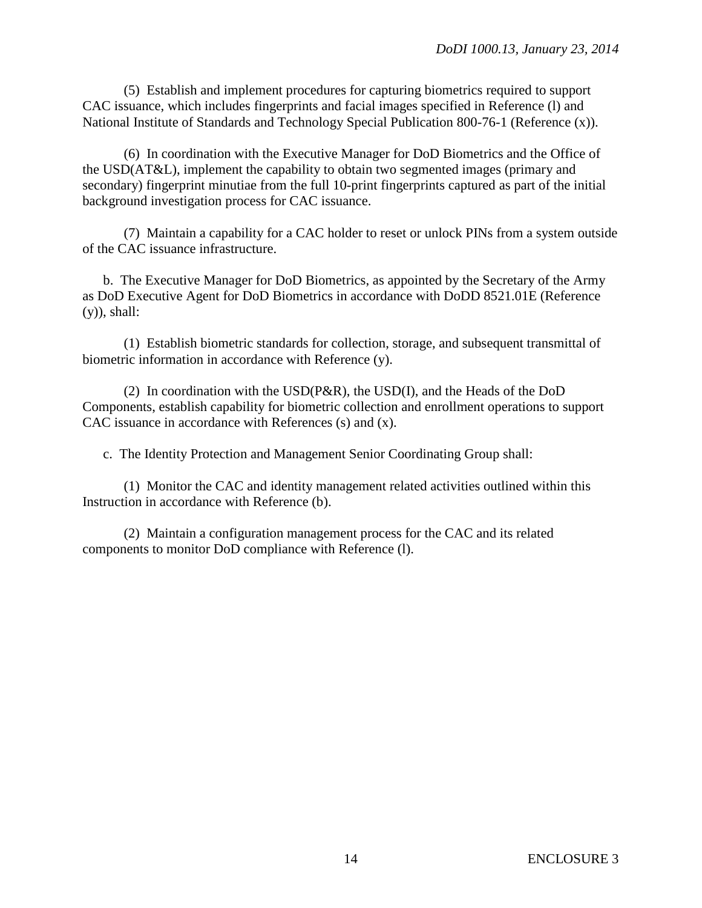(5) Establish and implement procedures for capturing biometrics required to support CAC issuance, which includes fingerprints and facial images specified in Reference (l) and National Institute of Standards and Technology Special Publication 800-76-1 (Reference (x)).

(6) In coordination with the Executive Manager for DoD Biometrics and the Office of the USD(AT&L), implement the capability to obtain two segmented images (primary and secondary) fingerprint minutiae from the full 10-print fingerprints captured as part of the initial background investigation process for CAC issuance.

(7) Maintain a capability for a CAC holder to reset or unlock PINs from a system outside of the CAC issuance infrastructure.

b. The Executive Manager for DoD Biometrics, as appointed by the Secretary of the Army as DoD Executive Agent for DoD Biometrics in accordance with DoDD 8521.01E (Reference (y)), shall:

(1) Establish biometric standards for collection, storage, and subsequent transmittal of biometric information in accordance with Reference (y).

(2) In coordination with the USD(P&R), the USD(I), and the Heads of the DoD Components, establish capability for biometric collection and enrollment operations to support CAC issuance in accordance with References (s) and (x).

c. The Identity Protection and Management Senior Coordinating Group shall:

(1) Monitor the CAC and identity management related activities outlined within this Instruction in accordance with Reference (b).

(2) Maintain a configuration management process for the CAC and its related components to monitor DoD compliance with Reference (l).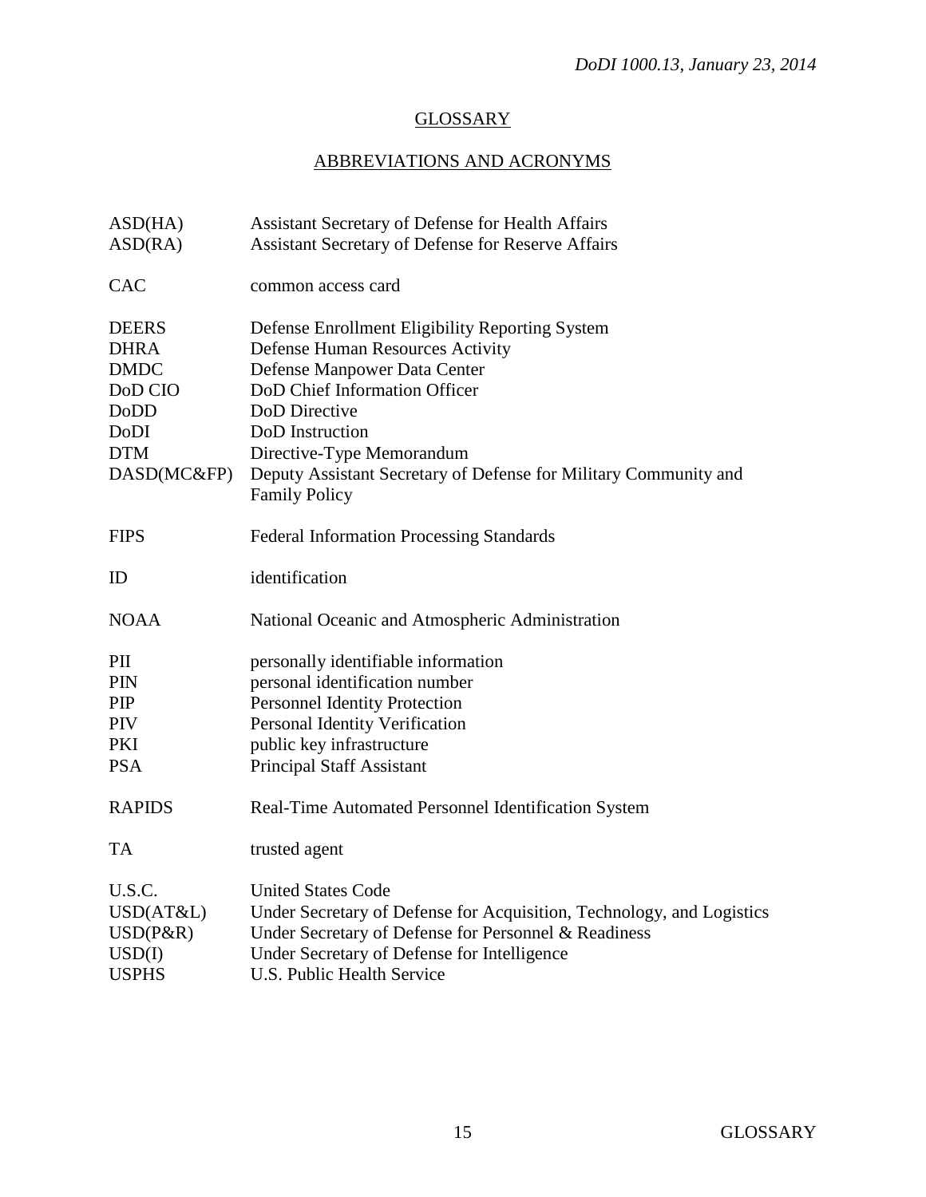## GLOSSARY

### ABBREVIATIONS AND ACRONYMS

| | |
|---|---|
| ASD(HA) | Assistant Secretary of Defense for Health Affairs |
| ASD(RA) | Assistant Secretary of Defense for Reserve Affairs |
| CAC | common access card |
| DEERS | Defense Enrollment Eligibility Reporting System |
| DHRA | Defense Human Resources Activity |
| DMDC | Defense Manpower Data Center |
| DoD CIO | DoD Chief Information Officer |
| DoDD | DoD Directive |
| DoDI | DoD Instruction |
| DTM | Directive-Type Memorandum |
| DASD(MC&FP) | Deputy Assistant Secretary of Defense for Military Community and Family Policy |
| FIPS | Federal Information Processing Standards |
| ID | identification |
| NOAA | National Oceanic and Atmospheric Administration |
| PII | personally identifiable information |
| PIN | personal identification number |
| PIP | Personnel Identity Protection |
| PIV | Personal Identity Verification |
| PKI | public key infrastructure |
| PSA | Principal Staff Assistant |
| RAPIDS | Real-Time Automated Personnel Identification System |
| TA | trusted agent |
| U.S.C. | United States Code |
| USD(AT&L) | Under Secretary of Defense for Acquisition, Technology, and Logistics |
| USD(P&R) | Under Secretary of Defense for Personnel & Readiness |
| USD(I) | Under Secretary of Defense for Intelligence |
| USPHS | U.S. Public Health Service |